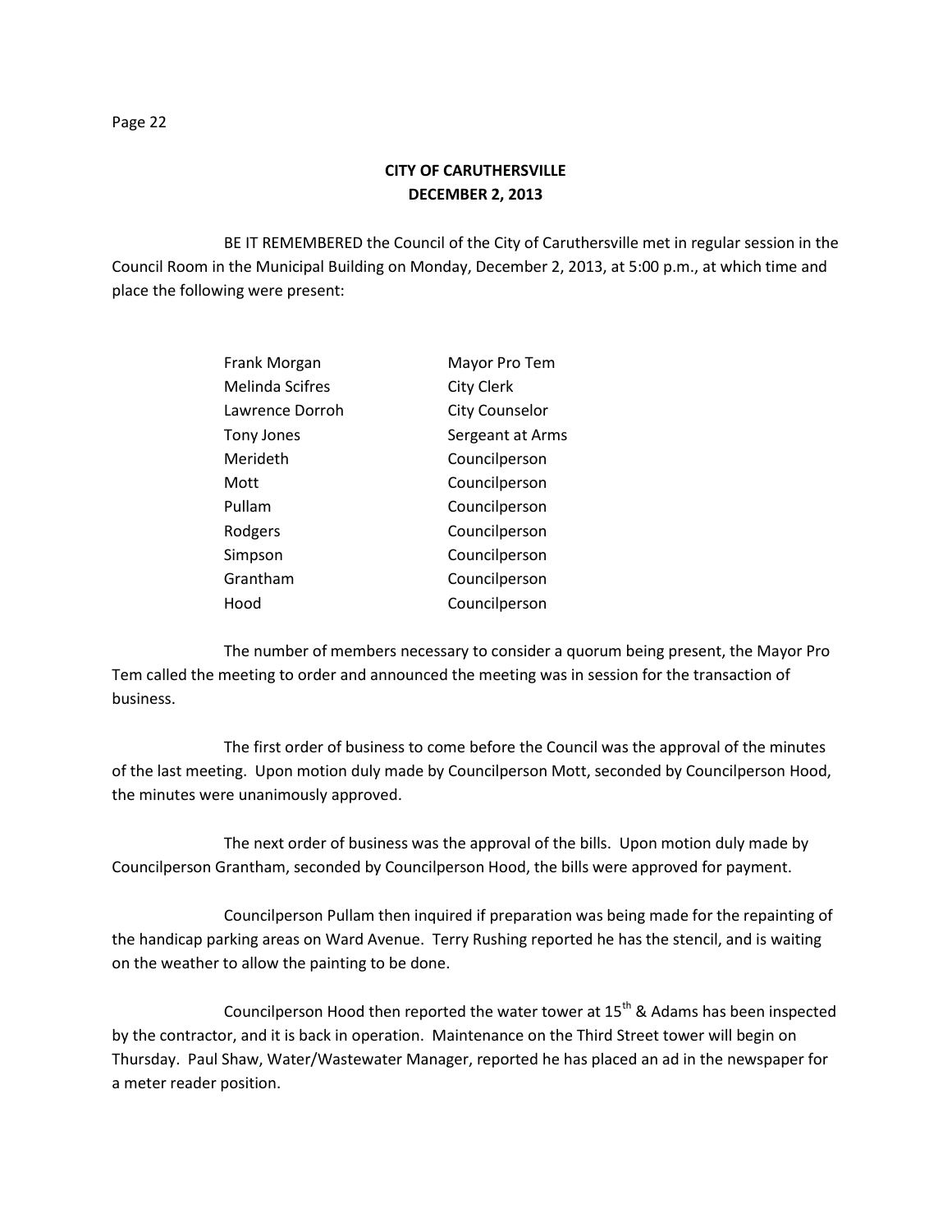# CITY OF CARUTHERSVILLE
## DECEMBER 2, 2013

BE IT REMEMBERED the Council of the City of Caruthersville met in regular session in the Council Room in the Municipal Building on Monday, December 2, 2013, at 5:00 p.m., at which time and place the following were present:

| | |
|---|---|
| Frank Morgan | Mayor Pro Tem |
| Melinda Scifres | City Clerk |
| Lawrence Dorroh | City Counselor |
| Tony Jones | Sergeant at Arms |
| Merideth | Councilperson |
| Mott | Councilperson |
| Pullam | Councilperson |
| Rodgers | Councilperson |
| Simpson | Councilperson |
| Grantham | Councilperson |
| Hood | Councilperson |

The number of members necessary to consider a quorum being present, the Mayor Pro Tem called the meeting to order and announced the meeting was in session for the transaction of business.

The first order of business to come before the Council was the approval of the minutes of the last meeting. Upon motion duly made by Councilperson Mott, seconded by Councilperson Hood, the minutes were unanimously approved.

The next order of business was the approval of the bills. Upon motion duly made by Councilperson Grantham, seconded by Councilperson Hood, the bills were approved for payment.

Councilperson Pullam then inquired if preparation was being made for the repainting of the handicap parking areas on Ward Avenue. Terry Rushing reported he has the stencil, and is waiting on the weather to allow the painting to be done.

Councilperson Hood then reported the water tower at 15th & Adams has been inspected by the contractor, and it is back in operation. Maintenance on the Third Street tower will begin on Thursday. Paul Shaw, Water/Wastewater Manager, reported he has placed an ad in the newspaper for a meter reader position.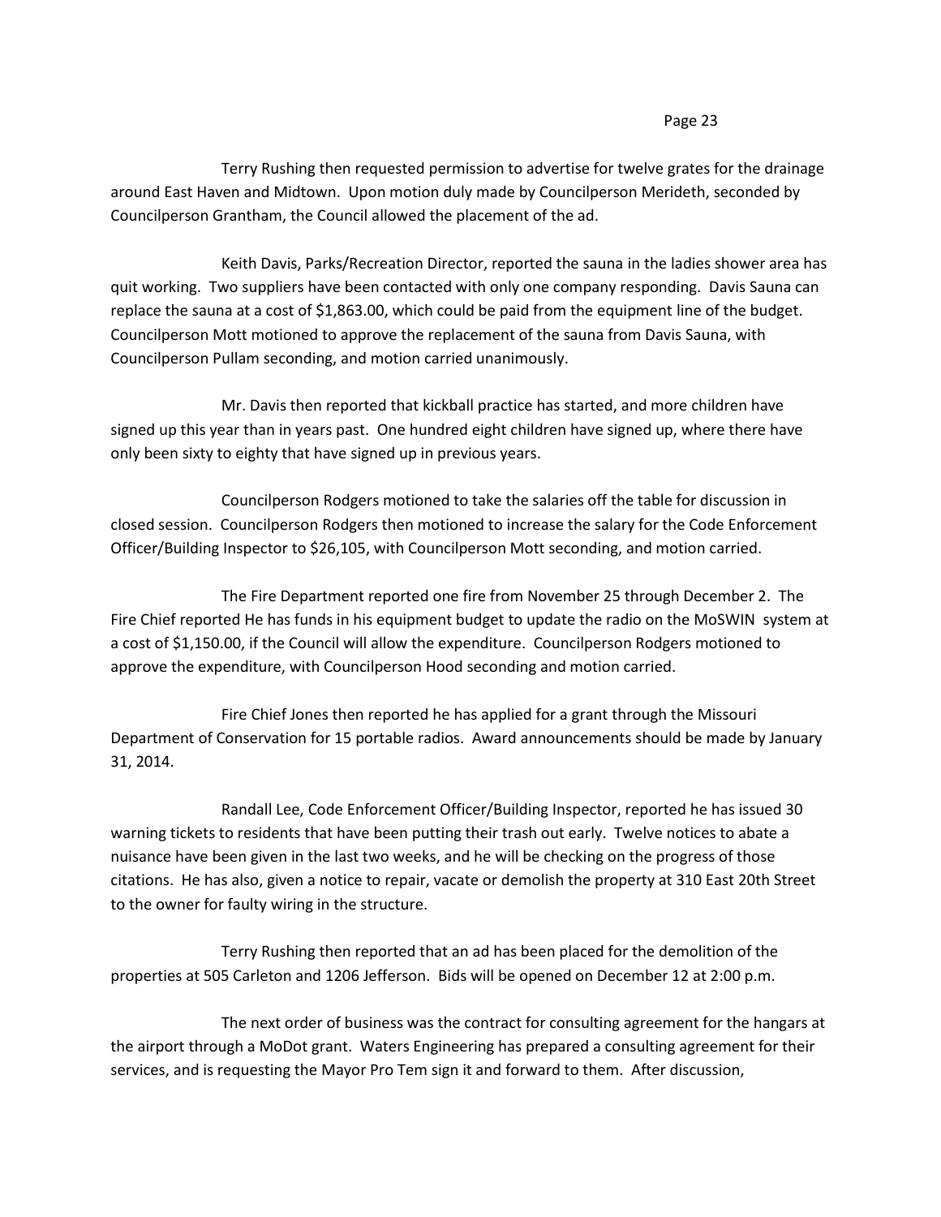Terry Rushing then requested permission to advertise for twelve grates for the drainage around East Haven and Midtown. Upon motion duly made by Councilperson Merideth, seconded by Councilperson Grantham, the Council allowed the placement of the ad.

Keith Davis, Parks/Recreation Director, reported the sauna in the ladies shower area has quit working. Two suppliers have been contacted with only one company responding. Davis Sauna can replace the sauna at a cost of $1,863.00, which could be paid from the equipment line of the budget. Councilperson Mott motioned to approve the replacement of the sauna from Davis Sauna, with Councilperson Pullam seconding, and motion carried unanimously.

Mr. Davis then reported that kickball practice has started, and more children have signed up this year than in years past. One hundred eight children have signed up, where there have only been sixty to eighty that have signed up in previous years.

Councilperson Rodgers motioned to take the salaries off the table for discussion in closed session. Councilperson Rodgers then motioned to increase the salary for the Code Enforcement Officer/Building Inspector to $26,105, with Councilperson Mott seconding, and motion carried.

The Fire Department reported one fire from November 25 through December 2. The Fire Chief reported He has funds in his equipment budget to update the radio on the MoSWIN system at a cost of $1,150.00, if the Council will allow the expenditure. Councilperson Rodgers motioned to approve the expenditure, with Councilperson Hood seconding and motion carried.

Fire Chief Jones then reported he has applied for a grant through the Missouri Department of Conservation for 15 portable radios. Award announcements should be made by January 31, 2014.

Randall Lee, Code Enforcement Officer/Building Inspector, reported he has issued 30 warning tickets to residents that have been putting their trash out early. Twelve notices to abate a nuisance have been given in the last two weeks, and he will be checking on the progress of those citations. He has also, given a notice to repair, vacate or demolish the property at 310 East 20th Street to the owner for faulty wiring in the structure.

Terry Rushing then reported that an ad has been placed for the demolition of the properties at 505 Carleton and 1206 Jefferson. Bids will be opened on December 12 at 2:00 p.m.

The next order of business was the contract for consulting agreement for the hangars at the airport through a MoDot grant. Waters Engineering has prepared a consulting agreement for their services, and is requesting the Mayor Pro Tem sign it and forward to them. After discussion,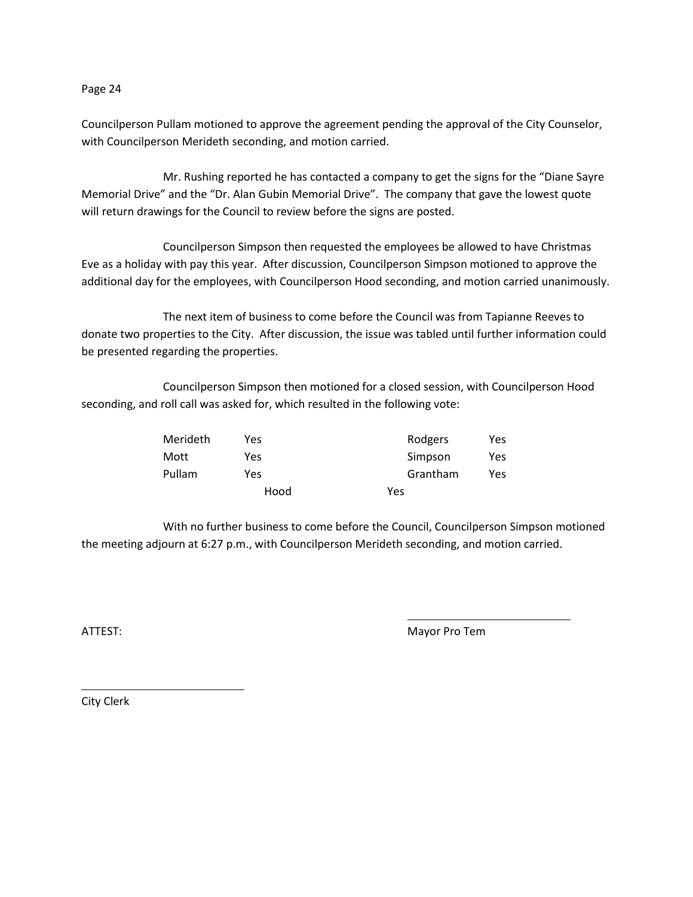Councilperson Pullam motioned to approve the agreement pending the approval of the City Counselor, with Councilperson Merideth seconding, and motion carried.

Mr. Rushing reported he has contacted a company to get the signs for the "Diane Sayre Memorial Drive" and the "Dr. Alan Gubin Memorial Drive". The company that gave the lowest quote will return drawings for the Council to review before the signs are posted.

Councilperson Simpson then requested the employees be allowed to have Christmas Eve as a holiday with pay this year. After discussion, Councilperson Simpson motioned to approve the additional day for the employees, with Councilperson Hood seconding, and motion carried unanimously.

The next item of business to come before the Council was from Tapianne Reeves to donate two properties to the City. After discussion, the issue was tabled until further information could be presented regarding the properties.

Councilperson Simpson then motioned for a closed session, with Councilperson Hood seconding, and roll call was asked for, which resulted in the following vote:

| | | | |
|---|---|---|---|
| Merideth | Yes | Rodgers | Yes |
| Mott | Yes | Simpson | Yes |
| Pullam | Yes | Grantham | Yes |
| Hood | Yes | | |

With no further business to come before the Council, Councilperson Simpson motioned the meeting adjourn at 6:27 p.m., with Councilperson Merideth seconding, and motion carried.

ATTEST:

Mayor Pro Tem

City Clerk